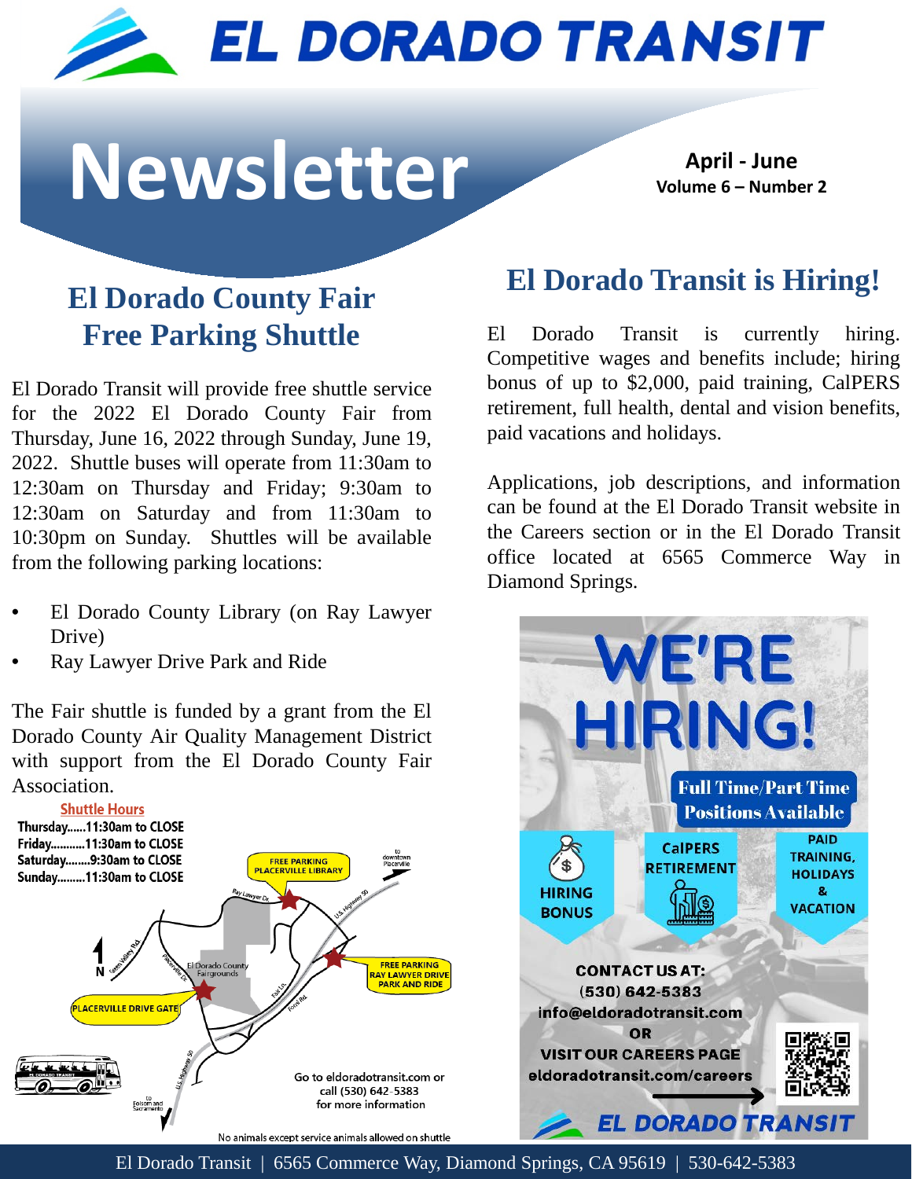# EL DORADO TRANSIT

# Newsletter

**April - June**
**Volume 6 – Number 2**

## El Dorado County Fair Free Parking Shuttle

El Dorado Transit will provide free shuttle service for the 2022 El Dorado County Fair from Thursday, June 16, 2022 through Sunday, June 19, 2022. Shuttle buses will operate from 11:30am to 12:30am on Thursday and Friday; 9:30am to 12:30am on Saturday and from 11:30am to 10:30pm on Sunday. Shuttles will be available from the following parking locations:

- El Dorado County Library (on Ray Lawyer Drive)
- Ray Lawyer Drive Park and Ride

The Fair shuttle is funded by a grant from the El Dorado County Air Quality Management District with support from the El Dorado County Fair Association.

**Shuttle Hours**

Thursday......11:30am to CLOSE
Friday...........11:30am to CLOSE
Saturday........9:30am to CLOSE
Sunday.........11:30am to CLOSE

FREE PARKING PLACERVILLE LIBRARY

FREE PARKING RAY LAWYER DRIVE PARK AND RIDE

PLACERVILLE DRIVE GATE

Go to eldoradotransit.com or call (530) 642-5383 for more information

No animals except service animals allowed on shuttle

## El Dorado Transit is Hiring!

El Dorado Transit is currently hiring. Competitive wages and benefits include; hiring bonus of up to $2,000, paid training, CalPERS retirement, full health, dental and vision benefits, paid vacations and holidays.

Applications, job descriptions, and information can be found at the El Dorado Transit website in the Careers section or in the El Dorado Transit office located at 6565 Commerce Way in Diamond Springs.

**WE'RE HIRING!**

**Full Time/Part Time Positions Available**

HIRING BONUS | CalPERS RETIREMENT | PAID TRAINING, HOLIDAYS & VACATION

CONTACT US AT:
(530) 642-5383
info@eldoradotransit.com
OR
VISIT OUR CAREERS PAGE
eldoradotransit.com/careers

EL DORADO TRANSIT

El Dorado Transit | 6565 Commerce Way, Diamond Springs, CA 95619 | 530-642-5383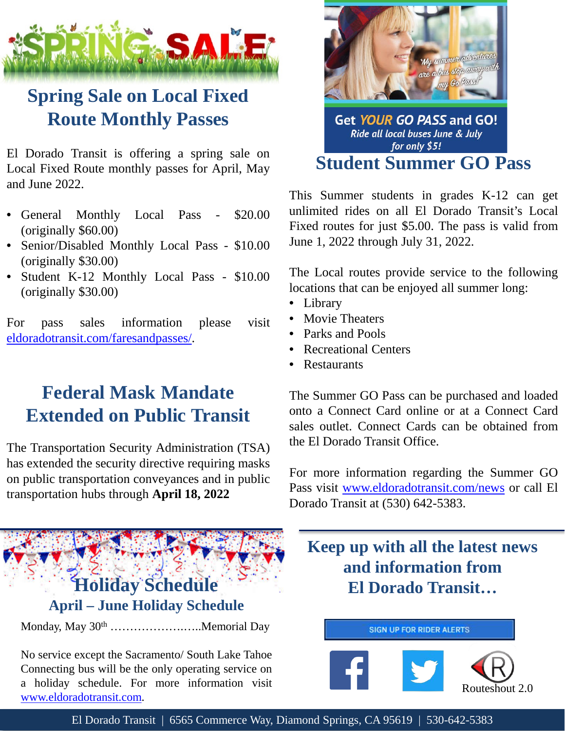# Spring Sale on Local Fixed Route Monthly Passes

El Dorado Transit is offering a spring sale on Local Fixed Route monthly passes for April, May and June 2022.

- General Monthly Local Pass - $20.00 (originally $60.00)
- Senior/Disabled Monthly Local Pass - $10.00 (originally $30.00)
- Student K-12 Monthly Local Pass - $10.00 (originally $30.00)

For pass sales information please visit eldoradotransit.com/faresandpasses/.

# Federal Mask Mandate Extended on Public Transit

The Transportation Security Administration (TSA) has extended the security directive requiring masks on public transportation conveyances and in public transportation hubs through **April 18, 2022**

# Holiday Schedule

## April – June Holiday Schedule

Monday, May 30th ………………….…..Memorial Day

No service except the Sacramento/ South Lake Tahoe Connecting bus will be the only operating service on a holiday schedule. For more information visit www.eldoradotransit.com.

Get *YOUR* GO PASS and GO!

*Ride all local buses June & July for only $5!*

# Student Summer GO Pass

This Summer students in grades K-12 can get unlimited rides on all El Dorado Transit's Local Fixed routes for just $5.00. The pass is valid from June 1, 2022 through July 31, 2022.

The Local routes provide service to the following locations that can be enjoyed all summer long:

- Library
- Movie Theaters
- Parks and Pools
- Recreational Centers
- Restaurants

The Summer GO Pass can be purchased and loaded onto a Connect Card online or at a Connect Card sales outlet. Connect Cards can be obtained from the El Dorado Transit Office.

For more information regarding the Summer GO Pass visit www.eldoradotransit.com/news or call El Dorado Transit at (530) 642-5383.

## Keep up with all the latest news and information from El Dorado Transit…

SIGN UP FOR RIDER ALERTS

Routeshout 2.0

El Dorado Transit | 6565 Commerce Way, Diamond Springs, CA 95619 | 530-642-5383